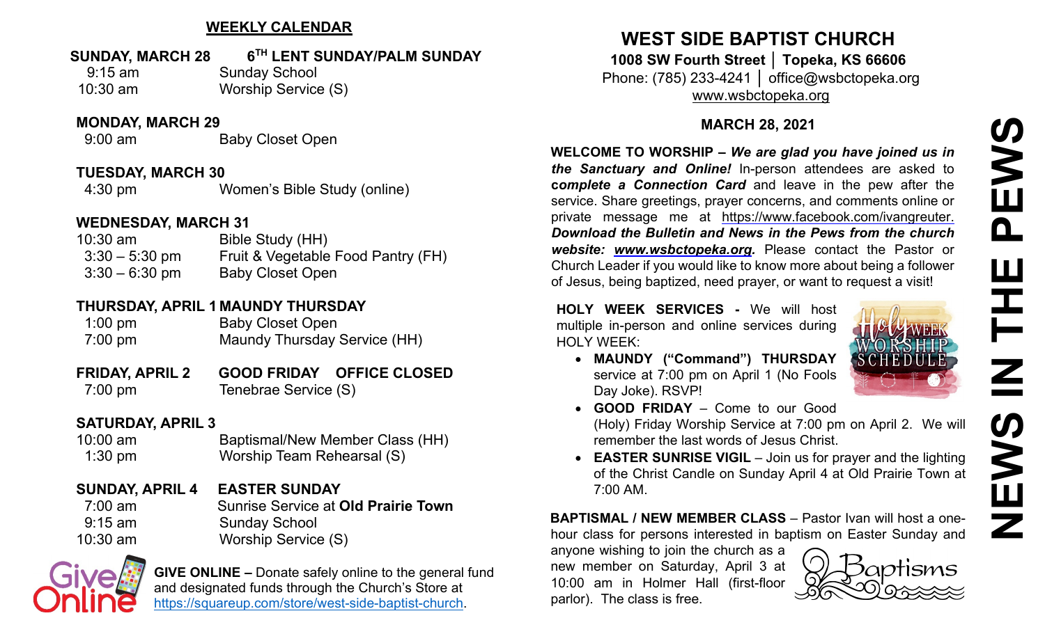## WEEKLY CALENDAR

**SUNDAY, MARCH 28 — 6TH LENT SUNDAY/PALM SUNDAY**

| | |
|---|---|
| 9:15 am | Sunday School |
| 10:30 am | Worship Service (S) |

**MONDAY, MARCH 29**

| | |
|---|---|
| 9:00 am | Baby Closet Open |

**TUESDAY, MARCH 30**

| | |
|---|---|
| 4:30 pm | Women's Bible Study (online) |

**WEDNESDAY, MARCH 31**

| | |
|---|---|
| 10:30 am | Bible Study (HH) |
| 3:30 – 5:30 pm | Fruit & Vegetable Food Pantry (FH) |
| 3:30 – 6:30 pm | Baby Closet Open |

**THURSDAY, APRIL 1 — MAUNDY THURSDAY**

| | |
|---|---|
| 1:00 pm | Baby Closet Open |
| 7:00 pm | Maundy Thursday Service (HH) |

**FRIDAY, APRIL 2 — GOOD FRIDAY — OFFICE CLOSED**

| | |
|---|---|
| 7:00 pm | Tenebrae Service (S) |

**SATURDAY, APRIL 3**

| | |
|---|---|
| 10:00 am | Baptismal/New Member Class (HH) |
| 1:30 pm | Worship Team Rehearsal (S) |

**SUNDAY, APRIL 4 — EASTER SUNDAY**

| | |
|---|---|
| 7:00 am | Sunrise Service at **Old Prairie Town** |
| 9:15 am | Sunday School |
| 10:30 am | Worship Service (S) |

**GIVE ONLINE –** Donate safely online to the general fund and designated funds through the Church's Store at https://squareup.com/store/west-side-baptist-church.

# WEST SIDE BAPTIST CHURCH

**1008 SW Fourth Street │ Topeka, KS 66606**

Phone: (785) 233-4241 │ office@wsbctopeka.org

www.wsbctopeka.org

**MARCH 28, 2021**

# NEWS IN THE PEWS

**WELCOME TO WORSHIP –** ***We are glad you have joined us in the Sanctuary and Online!*** In-person attendees are asked to ***complete a Connection Card*** and leave in the pew after the service. Share greetings, prayer concerns, and comments online or private message me at https://www.facebook.com/ivangreuter. ***Download the Bulletin and News in the Pews from the church website: www.wsbctopeka.org.*** Please contact the Pastor or Church Leader if you would like to know more about being a follower of Jesus, being baptized, need prayer, or want to request a visit!

**HOLY WEEK SERVICES -** We will host multiple in-person and online services during HOLY WEEK:

- **MAUNDY ("Command") THURSDAY** service at 7:00 pm on April 1 (No Fools Day Joke). RSVP!
- **GOOD FRIDAY** – Come to our Good (Holy) Friday Worship Service at 7:00 pm on April 2. We will remember the last words of Jesus Christ.
- **EASTER SUNRISE VIGIL** – Join us for prayer and the lighting of the Christ Candle on Sunday April 4 at Old Prairie Town at 7:00 AM.

**BAPTISMAL / NEW MEMBER CLASS** – Pastor Ivan will host a one-hour class for persons interested in baptism on Easter Sunday and anyone wishing to join the church as a new member on Saturday, April 3 at 10:00 am in Holmer Hall (first-floor parlor). The class is free.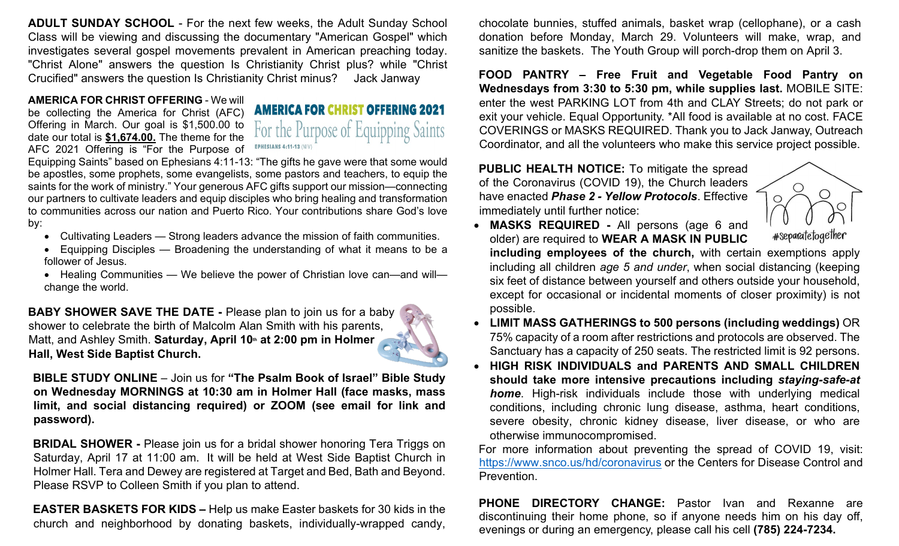**ADULT SUNDAY SCHOOL** - For the next few weeks, the Adult Sunday School Class will be viewing and discussing the documentary "American Gospel" which investigates several gospel movements prevalent in American preaching today. "Christ Alone" answers the question Is Christianity Christ plus? while "Christ Crucified" answers the question Is Christianity Christ minus? Jack Janway

**AMERICA FOR CHRIST OFFERING** - We will be collecting the America for Christ (AFC) Offering in March. Our goal is $1,500.00 to date our total is **$1,674.00.** The theme for the AFC 2021 Offering is "For the Purpose of Equipping Saints" based on Ephesians 4:11-13: "The gifts he gave were that some would be apostles, some prophets, some evangelists, some pastors and teachers, to equip the saints for the work of ministry." Your generous AFC gifts support our mission—connecting our partners to cultivate leaders and equip disciples who bring healing and transformation to communities across our nation and Puerto Rico. Your contributions share God's love by:

- Cultivating Leaders — Strong leaders advance the mission of faith communities.
- Equipping Disciples — Broadening the understanding of what it means to be a follower of Jesus.
- Healing Communities — We believe the power of Christian love can—and will—change the world.

**BABY SHOWER SAVE THE DATE -** Please plan to join us for a baby shower to celebrate the birth of Malcolm Alan Smith with his parents, Matt, and Ashley Smith. **Saturday, April 10th at 2:00 pm in Holmer Hall, West Side Baptist Church.**

**BIBLE STUDY ONLINE** – Join us for **"The Psalm Book of Israel" Bible Study on Wednesday MORNINGS at 10:30 am in Holmer Hall (face masks, mass limit, and social distancing required) or ZOOM (see email for link and password).**

**BRIDAL SHOWER -** Please join us for a bridal shower honoring Tera Triggs on Saturday, April 17 at 11:00 am. It will be held at West Side Baptist Church in Holmer Hall. Tera and Dewey are registered at Target and Bed, Bath and Beyond. Please RSVP to Colleen Smith if you plan to attend.

**EASTER BASKETS FOR KIDS –** Help us make Easter baskets for 30 kids in the church and neighborhood by donating baskets, individually-wrapped candy, chocolate bunnies, stuffed animals, basket wrap (cellophane), or a cash donation before Monday, March 29. Volunteers will make, wrap, and sanitize the baskets. The Youth Group will porch-drop them on April 3.

**FOOD PANTRY – Free Fruit and Vegetable Food Pantry on Wednesdays from 3:30 to 5:30 pm, while supplies last.** MOBILE SITE: enter the west PARKING LOT from 4th and CLAY Streets; do not park or exit your vehicle. Equal Opportunity. *All food is available at no cost. FACE COVERINGS or MASKS REQUIRED. Thank you to Jack Janway, Outreach Coordinator, and all the volunteers who make this service project possible.

**PUBLIC HEALTH NOTICE:** To mitigate the spread of the Coronavirus (COVID 19), the Church leaders have enacted ***Phase 2 - Yellow Protocols***. Effective immediately until further notice:

- **MASKS REQUIRED -** All persons (age 6 and older) are required to **WEAR A MASK IN PUBLIC including employees of the church,** with certain exemptions apply including all children *age 5 and under*, when social distancing (keeping six feet of distance between yourself and others outside your household, except for occasional or incidental moments of closer proximity) is not possible.
- **LIMIT MASS GATHERINGS to 500 persons (including weddings)** OR 75% capacity of a room after restrictions and protocols are observed. The Sanctuary has a capacity of 250 seats. The restricted limit is 92 persons.
- **HIGH RISK INDIVIDUALS and PARENTS AND SMALL CHILDREN should take more intensive precautions including *staying-safe-at home***. High-risk individuals include those with underlying medical conditions, including chronic lung disease, asthma, heart conditions, severe obesity, chronic kidney disease, liver disease, or who are otherwise immunocompromised.

For more information about preventing the spread of COVID 19, visit: https://www.snco.us/hd/coronavirus or the Centers for Disease Control and Prevention.

**PHONE DIRECTORY CHANGE:** Pastor Ivan and Rexanne are discontinuing their home phone, so if anyone needs him on his day off, evenings or during an emergency, please call his cell **(785) 224-7234.**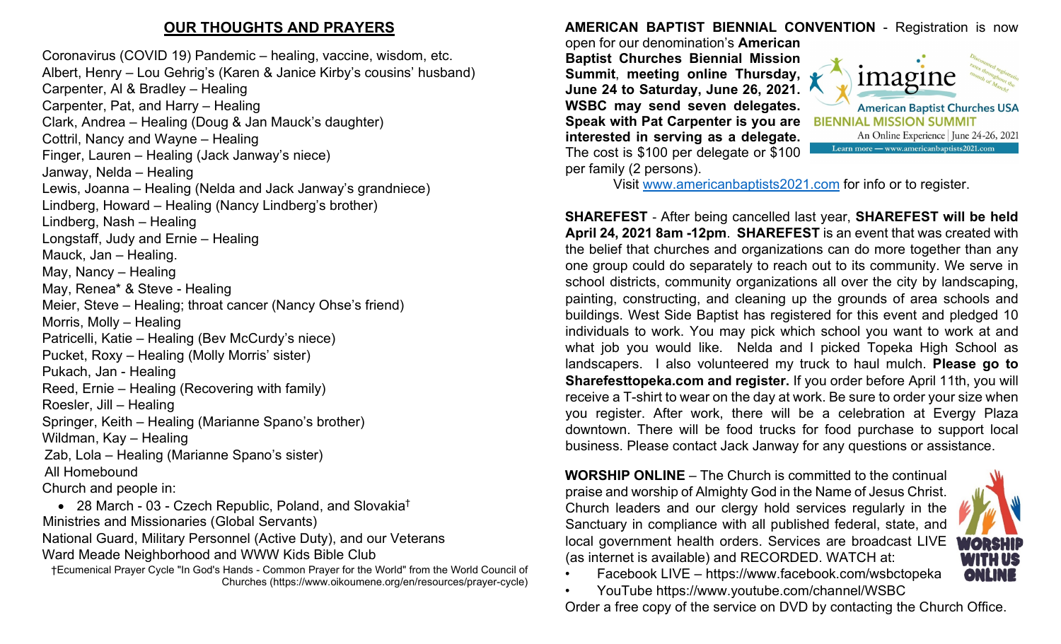## OUR THOUGHTS AND PRAYERS

Coronavirus (COVID 19) Pandemic – healing, vaccine, wisdom, etc.
Albert, Henry – Lou Gehrig's (Karen & Janice Kirby's cousins' husband)
Carpenter, Al & Bradley – Healing
Carpenter, Pat, and Harry – Healing
Clark, Andrea – Healing (Doug & Jan Mauck's daughter)
Cottril, Nancy and Wayne – Healing
Finger, Lauren – Healing (Jack Janway's niece)
Janway, Nelda – Healing
Lewis, Joanna – Healing (Nelda and Jack Janway's grandniece)
Lindberg, Howard – Healing (Nancy Lindberg's brother)
Lindberg, Nash – Healing
Longstaff, Judy and Ernie – Healing
Mauck, Jan – Healing.
May, Nancy – Healing
May, Renea* & Steve - Healing
Meier, Steve – Healing; throat cancer (Nancy Ohse's friend)
Morris, Molly – Healing
Patricelli, Katie – Healing (Bev McCurdy's niece)
Pucket, Roxy – Healing (Molly Morris' sister)
Pukach, Jan - Healing
Reed, Ernie – Healing (Recovering with family)
Roesler, Jill – Healing
Springer, Keith – Healing (Marianne Spano's brother)
Wildman, Kay – Healing
Zab, Lola – Healing (Marianne Spano's sister)
All Homebound
Church and people in:

- 28 March - 03 - Czech Republic, Poland, and Slovakia†

Ministries and Missionaries (Global Servants)
National Guard, Military Personnel (Active Duty), and our Veterans
Ward Meade Neighborhood and WWW Kids Bible Club

†Ecumenical Prayer Cycle "In God's Hands - Common Prayer for the World" from the World Council of Churches (https://www.oikoumene.org/en/resources/prayer-cycle)

**AMERICAN BAPTIST BIENNIAL CONVENTION** - Registration is now open for our denomination's **American Baptist Churches Biennial Mission Summit**, **meeting online Thursday, June 24 to Saturday, June 26, 2021. WSBC may send seven delegates. Speak with Pat Carpenter is you are interested in serving as a delegate.** The cost is $100 per delegate or $100 per family (2 persons).

imagine
American Baptist Churches USA
BIENNIAL MISSION SUMMIT
An Online Experience | June 24-26, 2021
Learn more — www.americanbaptists2021.com
Discounted registration rates throughout the month of March!

Visit www.americanbaptists2021.com for info or to register.

**SHAREFEST** - After being cancelled last year, **SHAREFEST will be held April 24, 2021 8am -12pm**. **SHAREFEST** is an event that was created with the belief that churches and organizations can do more together than any one group could do separately to reach out to its community. We serve in school districts, community organizations all over the city by landscaping, painting, constructing, and cleaning up the grounds of area schools and buildings. West Side Baptist has registered for this event and pledged 10 individuals to work. You may pick which school you want to work at and what job you would like. Nelda and I picked Topeka High School as landscapers. I also volunteered my truck to haul mulch. **Please go to Sharefesttopeka.com and register.** If you order before April 11th, you will receive a T-shirt to wear on the day at work. Be sure to order your size when you register. After work, there will be a celebration at Evergy Plaza downtown. There will be food trucks for food purchase to support local business. Please contact Jack Janway for any questions or assistance.

**WORSHIP ONLINE** – The Church is committed to the continual praise and worship of Almighty God in the Name of Jesus Christ. Church leaders and our clergy hold services regularly in the Sanctuary in compliance with all published federal, state, and local government health orders. Services are broadcast LIVE (as internet is available) and RECORDED. WATCH at:

- Facebook LIVE – https://www.facebook.com/wsbctopeka
- YouTube https://www.youtube.com/channel/WSBC

WORSHIP WITH US ONLINE

Order a free copy of the service on DVD by contacting the Church Office.